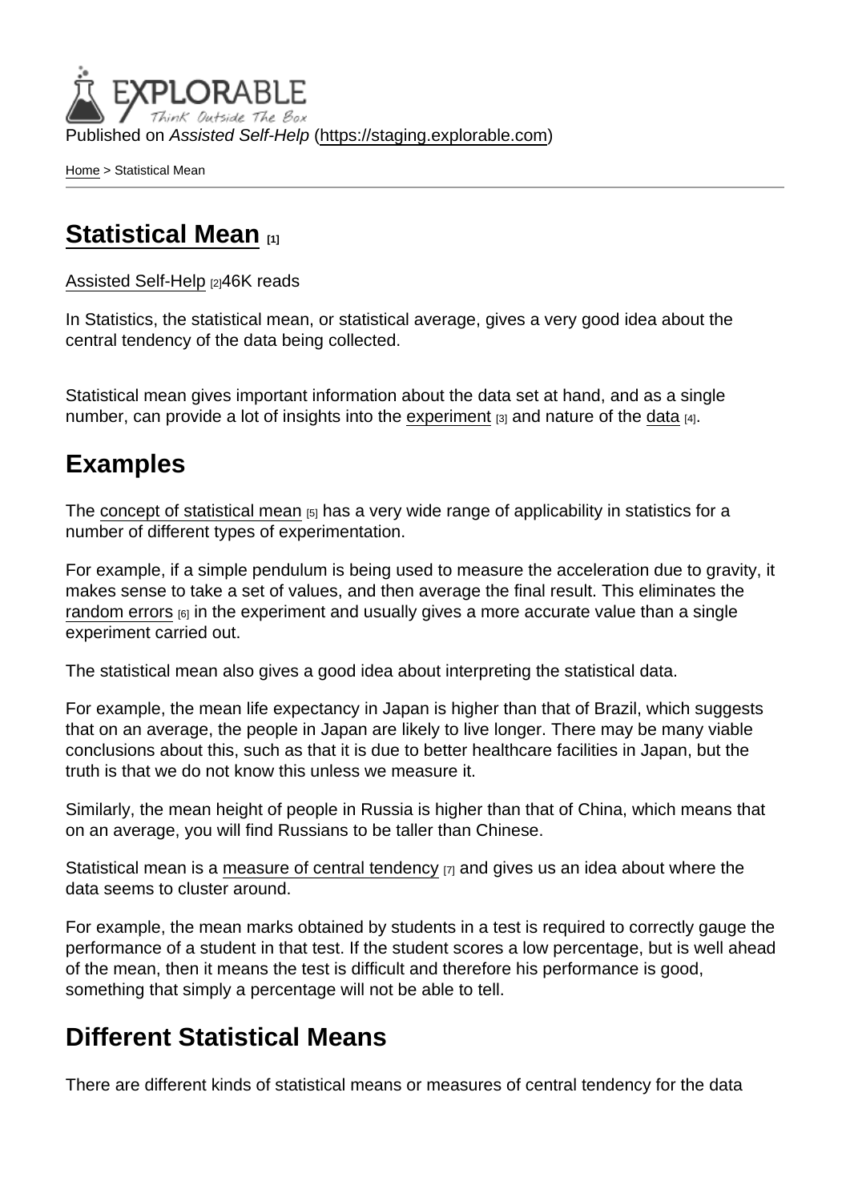Published on *Assisted Self-Help* (https://staging.explorable.com)

Home > Statistical Mean

# Statistical Mean [1]

Assisted Self-Help [2]46K reads

In Statistics, the statistical mean, or statistical average, gives a very good idea about the central tendency of the data being collected.

Statistical mean gives important information about the data set at hand, and as a single number, can provide a lot of insights into the experiment [3] and nature of the data [4].

## Examples

The concept of statistical mean [5] has a very wide range of applicability in statistics for a number of different types of experimentation.

For example, if a simple pendulum is being used to measure the acceleration due to gravity, it makes sense to take a set of values, and then average the final result. This eliminates the random errors [6] in the experiment and usually gives a more accurate value than a single experiment carried out.

The statistical mean also gives a good idea about interpreting the statistical data.

For example, the mean life expectancy in Japan is higher than that of Brazil, which suggests that on an average, the people in Japan are likely to live longer. There may be many viable conclusions about this, such as that it is due to better healthcare facilities in Japan, but the truth is that we do not know this unless we measure it.

Similarly, the mean height of people in Russia is higher than that of China, which means that on an average, you will find Russians to be taller than Chinese.

Statistical mean is a measure of central tendency [7] and gives us an idea about where the data seems to cluster around.

For example, the mean marks obtained by students in a test is required to correctly gauge the performance of a student in that test. If the student scores a low percentage, but is well ahead of the mean, then it means the test is difficult and therefore his performance is good, something that simply a percentage will not be able to tell.

## Different Statistical Means

There are different kinds of statistical means or measures of central tendency for the data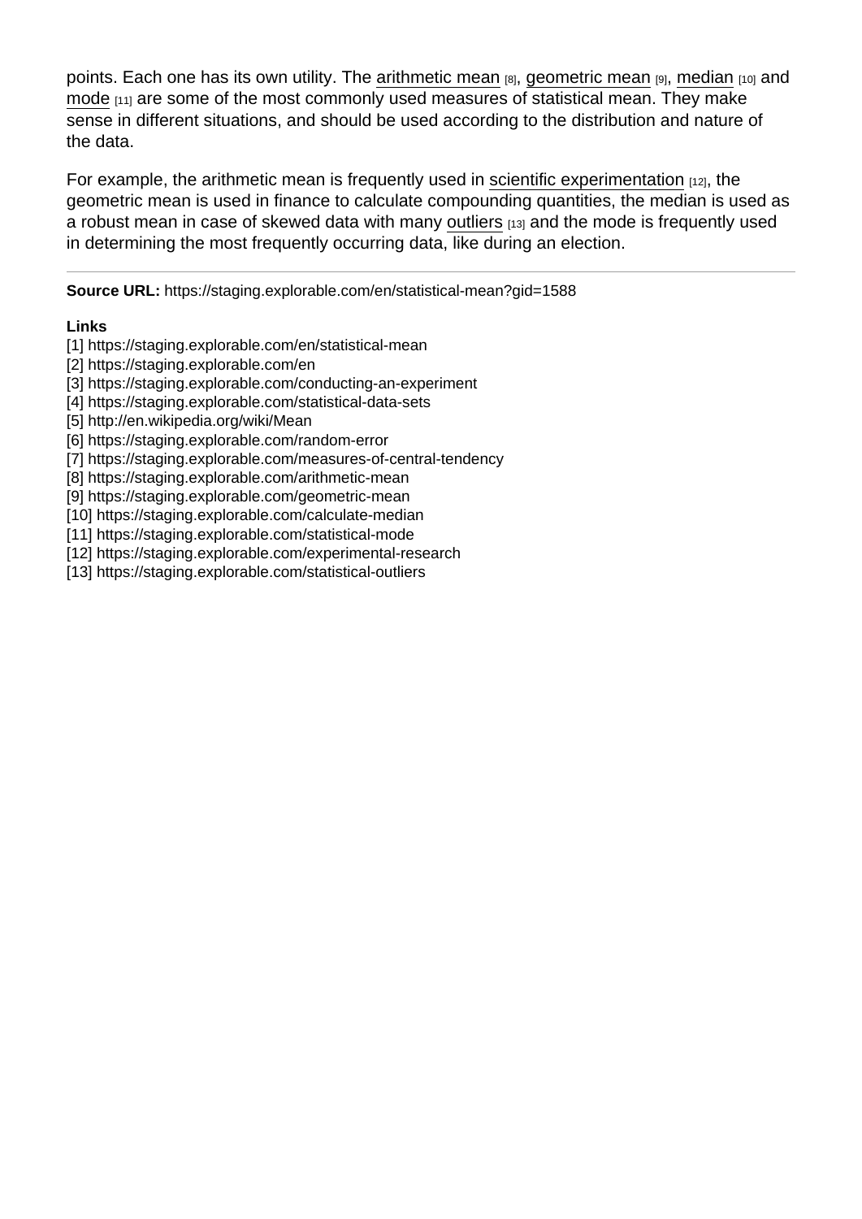points. Each one has its own utility. The arithmetic mean [8], geometric mean [9], median [10] and mode [11] are some of the most commonly used measures of statistical mean. They make sense in different situations, and should be used according to the distribution and nature of the data.

For example, the arithmetic mean is frequently used in scientific experimentation [12], the geometric mean is used in finance to calculate compounding quantities, the median is used as a robust mean in case of skewed data with many outliers [13] and the mode is frequently used in determining the most frequently occurring data, like during an election.

---

**Source URL:** https://staging.explorable.com/en/statistical-mean?gid=1588

**Links**
[1] https://staging.explorable.com/en/statistical-mean
[2] https://staging.explorable.com/en
[3] https://staging.explorable.com/conducting-an-experiment
[4] https://staging.explorable.com/statistical-data-sets
[5] http://en.wikipedia.org/wiki/Mean
[6] https://staging.explorable.com/random-error
[7] https://staging.explorable.com/measures-of-central-tendency
[8] https://staging.explorable.com/arithmetic-mean
[9] https://staging.explorable.com/geometric-mean
[10] https://staging.explorable.com/calculate-median
[11] https://staging.explorable.com/statistical-mode
[12] https://staging.explorable.com/experimental-research
[13] https://staging.explorable.com/statistical-outliers